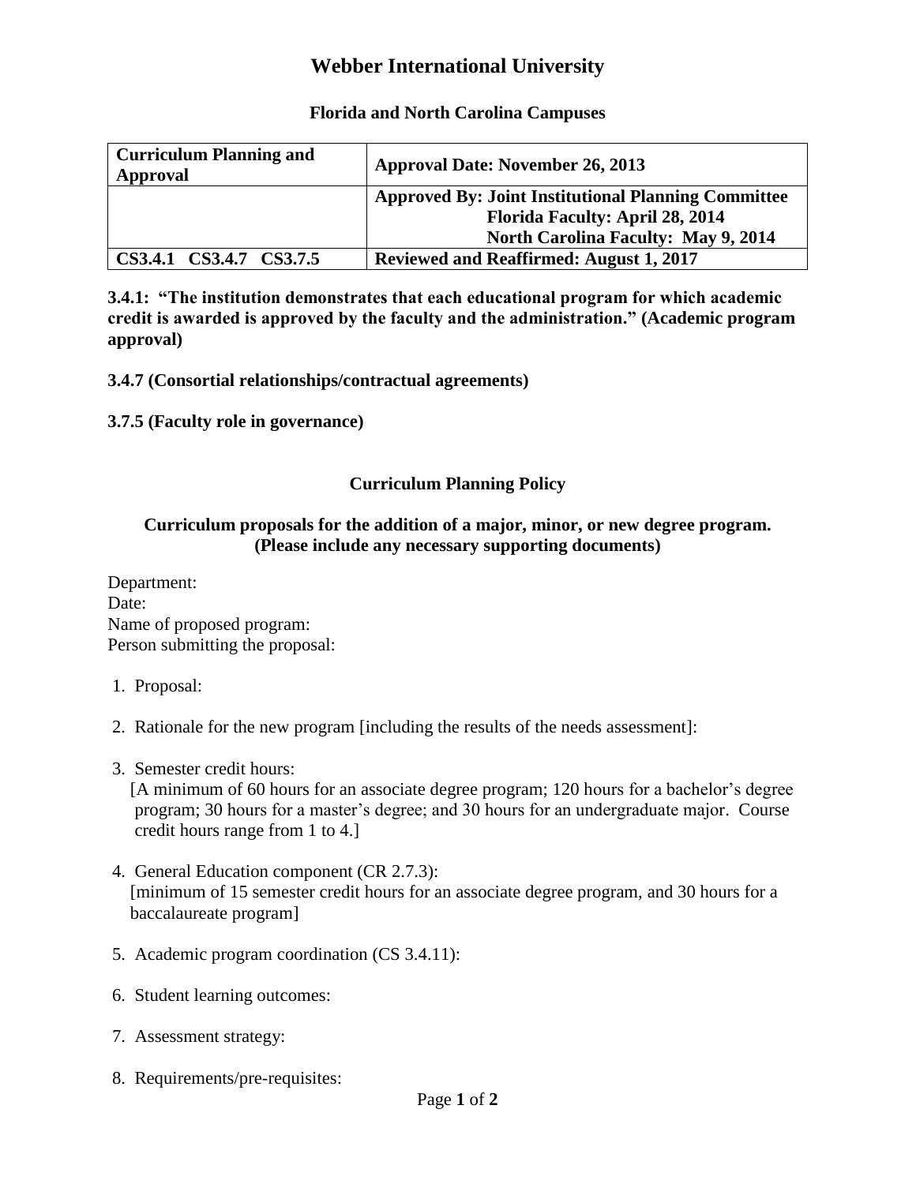# Webber International University

### Florida and North Carolina Campuses

| **Curriculum Planning and Approval** | **Approval Date: November 26, 2013** |
|---|---|
| | **Approved By: Joint Institutional Planning Committee**<br>**Florida Faculty: April 28, 2014**<br>**North Carolina Faculty: May 9, 2014** |
| **CS3.4.1 CS3.4.7 CS3.7.5** | **Reviewed and Reaffirmed: August 1, 2017** |

**3.4.1: "The institution demonstrates that each educational program for which academic credit is awarded is approved by the faculty and the administration." (Academic program approval)**

**3.4.7 (Consortial relationships/contractual agreements)**

**3.7.5 (Faculty role in governance)**

### Curriculum Planning Policy

**Curriculum proposals for the addition of a major, minor, or new degree program. (Please include any necessary supporting documents)**

Department:
Date:
Name of proposed program:
Person submitting the proposal:

1. Proposal:

2. Rationale for the new program [including the results of the needs assessment]:

3. Semester credit hours:
   [A minimum of 60 hours for an associate degree program; 120 hours for a bachelor's degree program; 30 hours for a master's degree; and 30 hours for an undergraduate major. Course credit hours range from 1 to 4.]

4. General Education component (CR 2.7.3):
   [minimum of 15 semester credit hours for an associate degree program, and 30 hours for a baccalaureate program]

5. Academic program coordination (CS 3.4.11):

6. Student learning outcomes:

7. Assessment strategy:

8. Requirements/pre-requisites: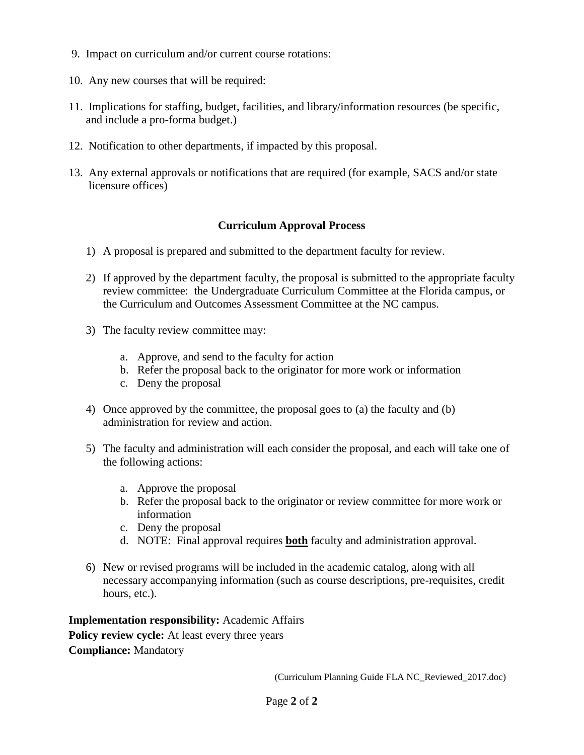9. Impact on curriculum and/or current course rotations:

10. Any new courses that will be required:

11. Implications for staffing, budget, facilities, and library/information resources (be specific, and include a pro-forma budget.)

12. Notification to other departments, if impacted by this proposal.

13. Any external approvals or notifications that are required (for example, SACS and/or state licensure offices)

## Curriculum Approval Process

1) A proposal is prepared and submitted to the department faculty for review.

2) If approved by the department faculty, the proposal is submitted to the appropriate faculty review committee: the Undergraduate Curriculum Committee at the Florida campus, or the Curriculum and Outcomes Assessment Committee at the NC campus.

3) The faculty review committee may:

   a. Approve, and send to the faculty for action
   b. Refer the proposal back to the originator for more work or information
   c. Deny the proposal

4) Once approved by the committee, the proposal goes to (a) the faculty and (b) administration for review and action.

5) The faculty and administration will each consider the proposal, and each will take one of the following actions:

   a. Approve the proposal
   b. Refer the proposal back to the originator or review committee for more work or information
   c. Deny the proposal
   d. NOTE: Final approval requires **both** faculty and administration approval.

6) New or revised programs will be included in the academic catalog, along with all necessary accompanying information (such as course descriptions, pre-requisites, credit hours, etc.).

**Implementation responsibility:** Academic Affairs
**Policy review cycle:** At least every three years
**Compliance:** Mandatory

(Curriculum Planning Guide FLA NC_Reviewed_2017.doc)